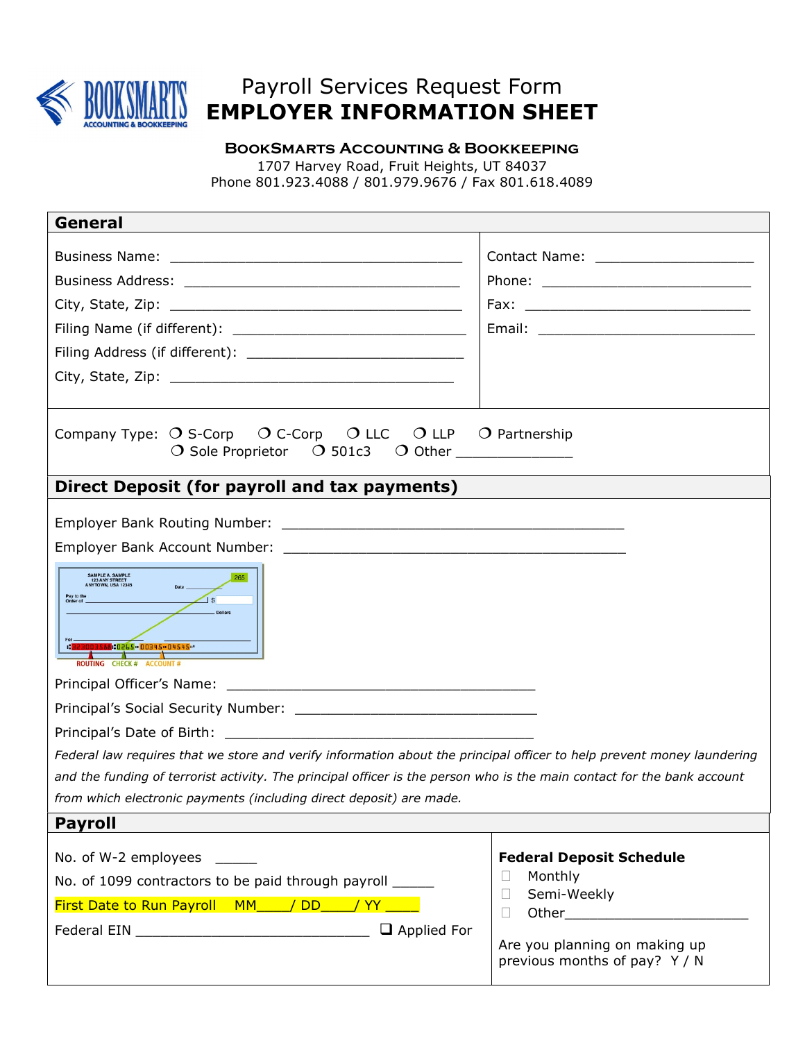# Payroll Services Request Form
# EMPLOYER INFORMATION SHEET

**BOOKSMARTS ACCOUNTING & BOOKKEEPING**
1707 Harvey Road, Fruit Heights, UT 84037
Phone 801.923.4088 / 801.979.9676 / Fax 801.618.4089

## General

Business Name: ______________________________________

Business Address: ____________________________________

City, State, Zip: ______________________________________

Filing Name (if different): _____________________________

Filing Address (if different): ___________________________

City, State, Zip: _____________________________________

Contact Name: ____________________

Phone: ___________________________

Fax: _____________________________

Email: ____________________________

Company Type: ❍ S-Corp ❍ C-Corp ❍ LLC ❍ LLP ❍ Partnership ❍ Sole Proprietor ❍ 501c3 ❍ Other ______________

## Direct Deposit (for payroll and tax payments)

Employer Bank Routing Number: ____________________________________________

Employer Bank Account Number: ____________________________________________

ROUTING CHECK # ACCOUNT #

Principal Officer's Name: ________________________________________

Principal's Social Security Number: ______________________________

Principal's Date of Birth: ________________________________________

*Federal law requires that we store and verify information about the principal officer to help prevent money laundering and the funding of terrorist activity. The principal officer is the person who is the main contact for the bank account from which electronic payments (including direct deposit) are made.*

## Payroll

No. of W-2 employees _____

No. of 1099 contractors to be paid through payroll _____

First Date to Run Payroll MM____/ DD____/ YY ____

Federal EIN ______________________________ ❑ Applied For

**Federal Deposit Schedule**

- ☐ Monthly
- ☐ Semi-Weekly
- ☐ Other______________________

Are you planning on making up previous months of pay? Y / N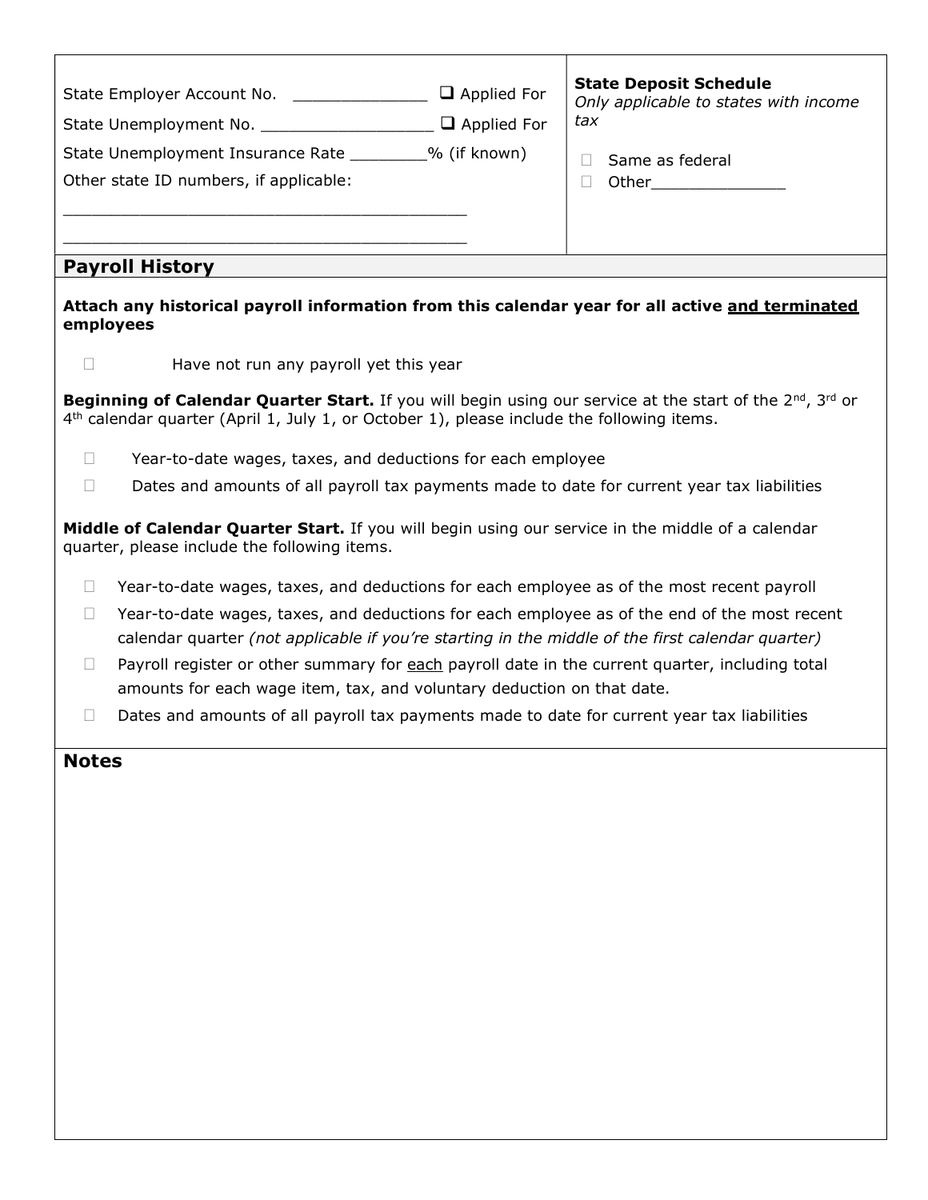State Employer Account No. ______________ ☐ Applied For

State Unemployment No. __________________ ☐ Applied For

State Unemployment Insurance Rate ________% (if known)

Other state ID numbers, if applicable:

___________________________________________

___________________________________________

**State Deposit Schedule**
*Only applicable to states with income tax*

- ☐ Same as federal
- ☐ Other______________

## Payroll History

**Attach any historical payroll information from this calendar year for all active <u>and terminated</u> employees**

- ☐ Have not run any payroll yet this year

**Beginning of Calendar Quarter Start.** If you will begin using our service at the start of the 2nd, 3rd or 4th calendar quarter (April 1, July 1, or October 1), please include the following items.

- ☐ Year-to-date wages, taxes, and deductions for each employee
- ☐ Dates and amounts of all payroll tax payments made to date for current year tax liabilities

**Middle of Calendar Quarter Start.** If you will begin using our service in the middle of a calendar quarter, please include the following items.

- ☐ Year-to-date wages, taxes, and deductions for each employee as of the most recent payroll
- ☐ Year-to-date wages, taxes, and deductions for each employee as of the end of the most recent calendar quarter *(not applicable if you're starting in the middle of the first calendar quarter)*
- ☐ Payroll register or other summary for <u>each</u> payroll date in the current quarter, including total amounts for each wage item, tax, and voluntary deduction on that date.
- ☐ Dates and amounts of all payroll tax payments made to date for current year tax liabilities

## Notes